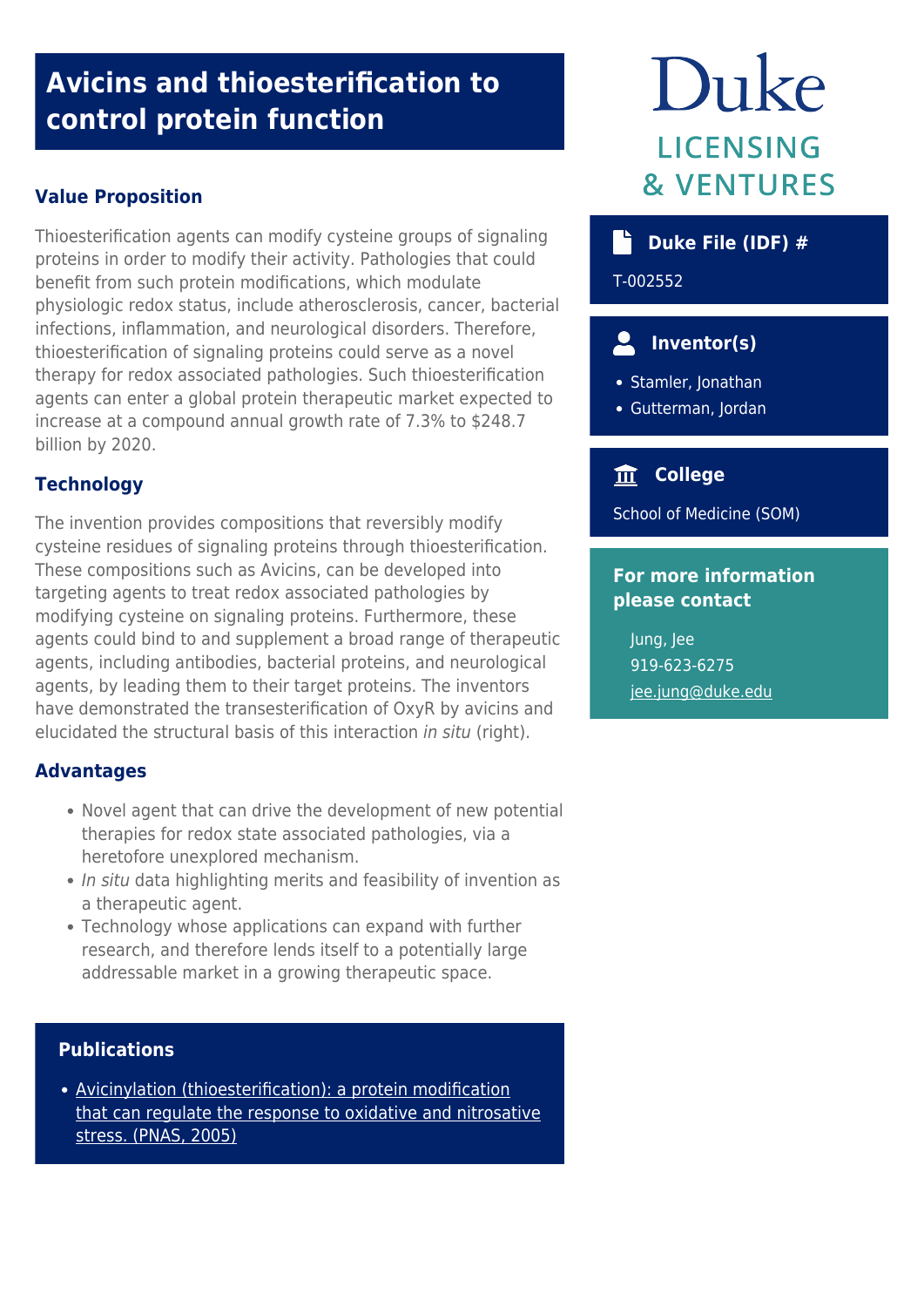# Avicins and thioesterification to control protein function

## Value Proposition

Thioesterification agents can modify cysteine groups of signaling proteins in order to modify their activity. Pathologies that could benefit from such protein modifications, which modulate physiologic redox status, include atherosclerosis, cancer, bacterial infections, inflammation, and neurological disorders. Therefore, thioesterification of signaling proteins could serve as a novel therapy for redox associated pathologies. Such thioesterification agents can enter a global protein therapeutic market expected to increase at a compound annual growth rate of 7.3% to $248.7 billion by 2020.

## Technology

The invention provides compositions that reversibly modify cysteine residues of signaling proteins through thioesterification. These compositions such as Avicins, can be developed into targeting agents to treat redox associated pathologies by modifying cysteine on signaling proteins. Furthermore, these agents could bind to and supplement a broad range of therapeutic agents, including antibodies, bacterial proteins, and neurological agents, by leading them to their target proteins. The inventors have demonstrated the transesterification of OxyR by avicins and elucidated the structural basis of this interaction *in situ* (right).

## Advantages

- Novel agent that can drive the development of new potential therapies for redox state associated pathologies, via a heretofore unexplored mechanism.
- *In situ* data highlighting merits and feasibility of invention as a therapeutic agent.
- Technology whose applications can expand with further research, and therefore lends itself to a potentially large addressable market in a growing therapeutic space.

## Publications

- [Avicinylation (thioesterification): a protein modification that can regulate the response to oxidative and nitrosative stress. (PNAS, 2005)]()

Duke LICENSING & VENTURES

## Duke File (IDF) #

T-002552

## Inventor(s)

- Stamler, Jonathan
- Gutterman, Jordan

## College

School of Medicine (SOM)

## For more information please contact

Jung, Jee
919-623-6275
jee.jung@duke.edu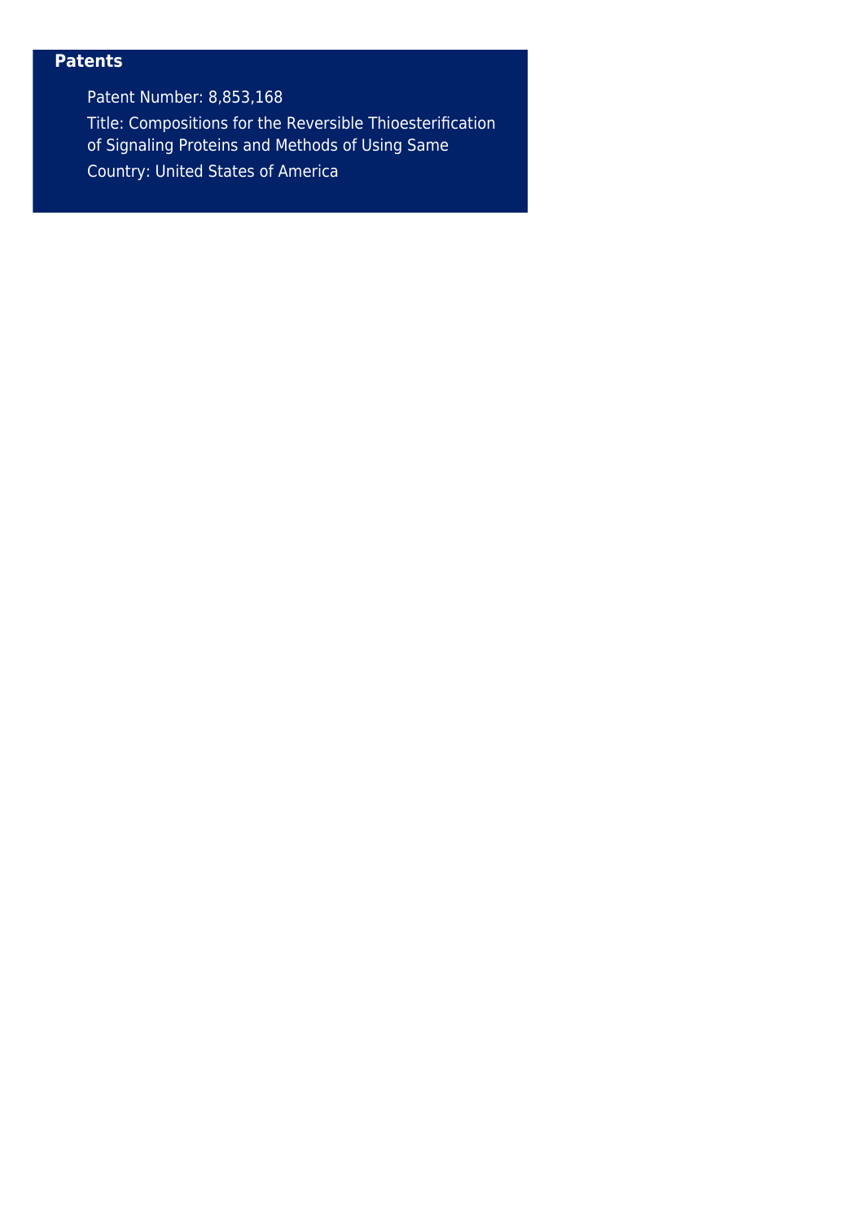## Patents

Patent Number: 8,853,168

Title: Compositions for the Reversible Thioesterification of Signaling Proteins and Methods of Using Same

Country: United States of America